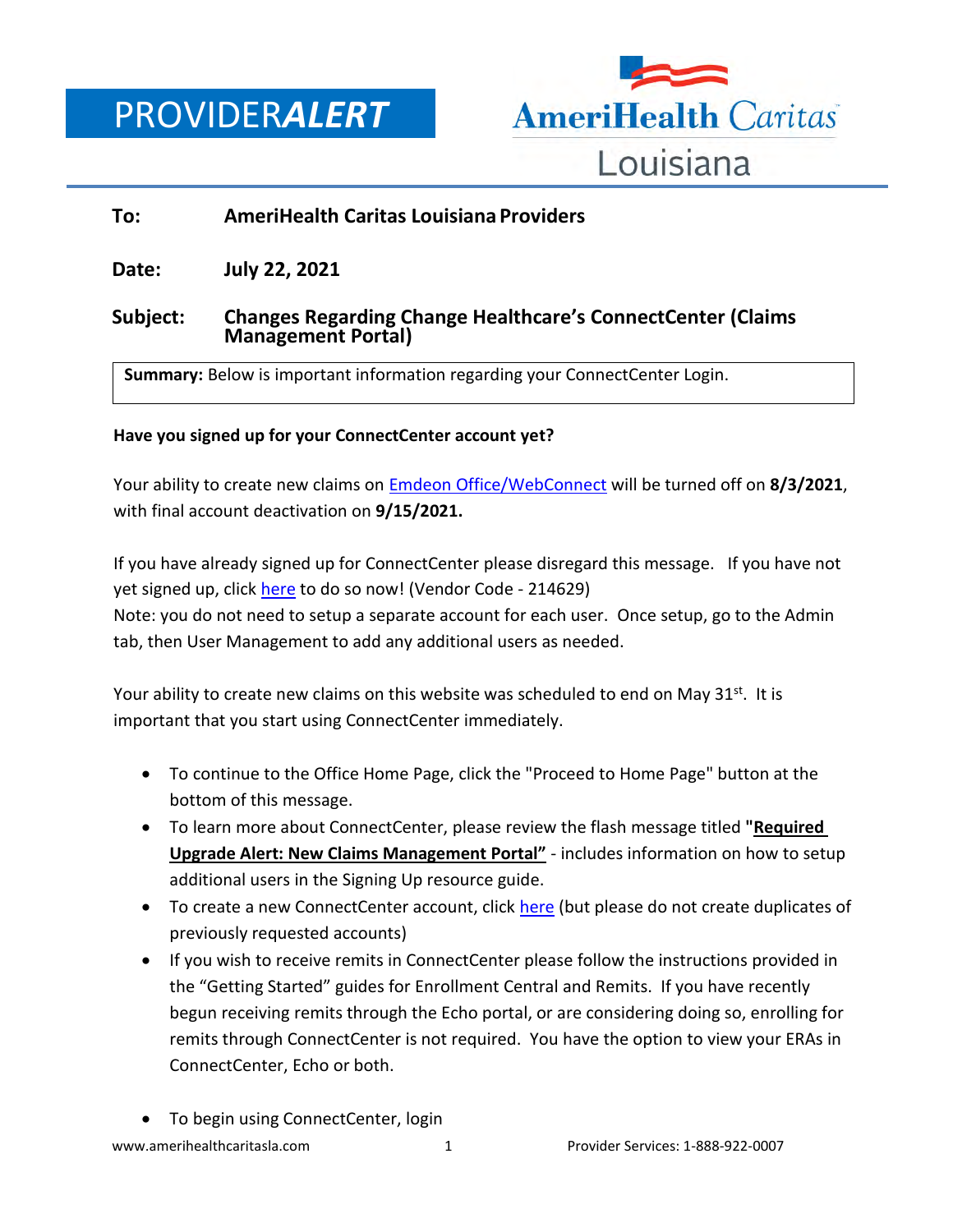PROVIDER***ALERT***

AmeriHealth Caritas Louisiana

**To:** **AmeriHealth Caritas Louisiana Providers**

**Date:** **July 22, 2021**

**Subject:** **Changes Regarding Change Healthcare's ConnectCenter (Claims Management Portal)**

**Summary:** Below is important information regarding your ConnectCenter Login.

**Have you signed up for your ConnectCenter account yet?**

Your ability to create new claims on Emdeon Office/WebConnect will be turned off on **8/3/2021**, with final account deactivation on **9/15/2021.**

If you have already signed up for ConnectCenter please disregard this message. If you have not yet signed up, click here to do so now! (Vendor Code - 214629)
Note: you do not need to setup a separate account for each user. Once setup, go to the Admin tab, then User Management to add any additional users as needed.

Your ability to create new claims on this website was scheduled to end on May 31st. It is important that you start using ConnectCenter immediately.

- To continue to the Office Home Page, click the "Proceed to Home Page" button at the bottom of this message.
- To learn more about ConnectCenter, please review the flash message titled **"Required Upgrade Alert: New Claims Management Portal"** - includes information on how to setup additional users in the Signing Up resource guide.
- To create a new ConnectCenter account, click here (but please do not create duplicates of previously requested accounts)
- If you wish to receive remits in ConnectCenter please follow the instructions provided in the "Getting Started" guides for Enrollment Central and Remits. If you have recently begun receiving remits through the Echo portal, or are considering doing so, enrolling for remits through ConnectCenter is not required. You have the option to view your ERAs in ConnectCenter, Echo or both.
- To begin using ConnectCenter, login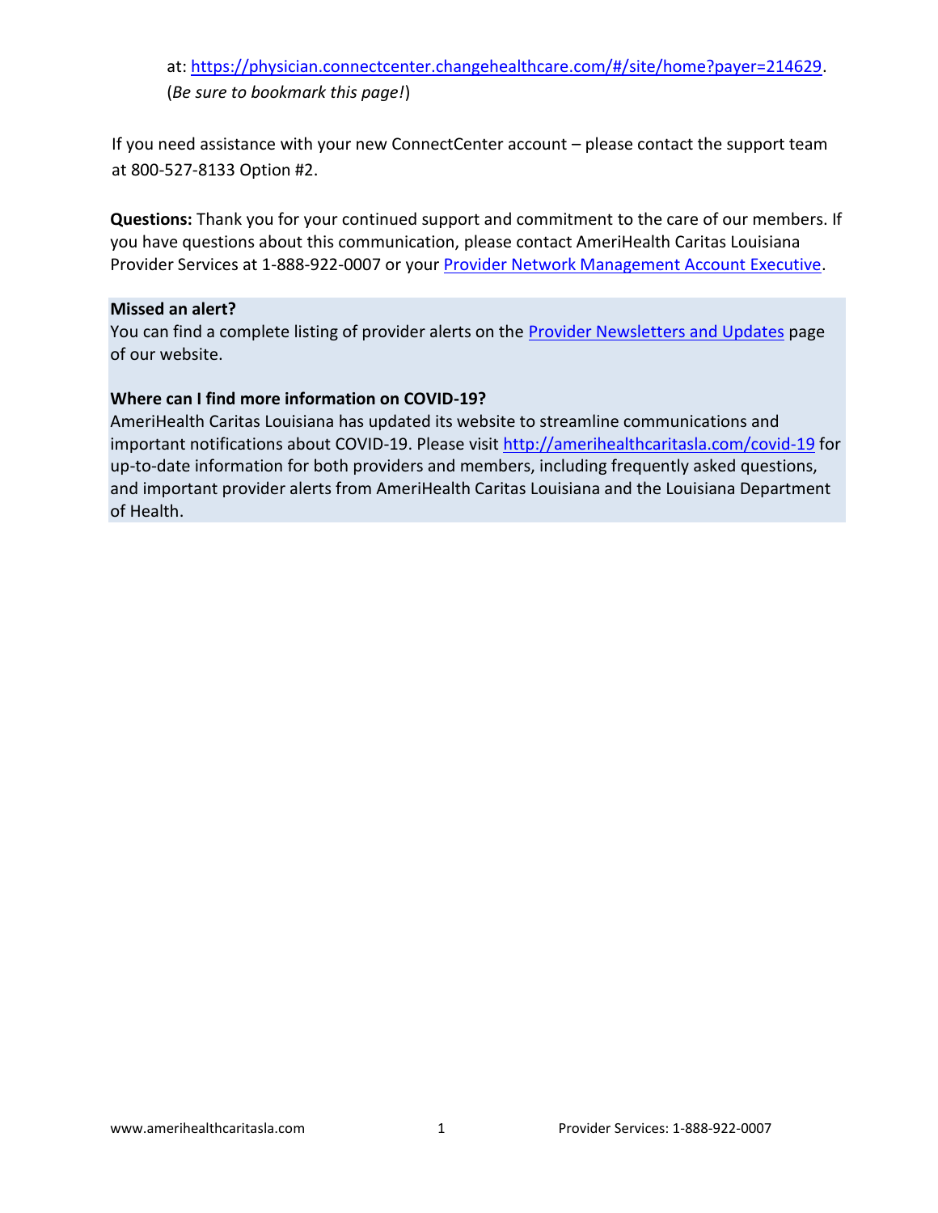at: [https://physician.connectcenter.changehealthcare.com/#/site/home?payer=214629](https://physician.connectcenter.changehealthcare.com/#/site/home?payer=214629). (*Be sure to bookmark this page!*)

If you need assistance with your new ConnectCenter account – please contact the support team at 800-527-8133 Option #2.

**Questions:** Thank you for your continued support and commitment to the care of our members. If you have questions about this communication, please contact AmeriHealth Caritas Louisiana Provider Services at 1-888-922-0007 or your Provider Network Management Account Executive.

**Missed an alert?**
You can find a complete listing of provider alerts on the Provider Newsletters and Updates page of our website.

**Where can I find more information on COVID-19?**
AmeriHealth Caritas Louisiana has updated its website to streamline communications and important notifications about COVID-19. Please visit [http://amerihealthcaritasla.com/covid-19](http://amerihealthcaritasla.com/covid-19) for up-to-date information for both providers and members, including frequently asked questions, and important provider alerts from AmeriHealth Caritas Louisiana and the Louisiana Department of Health.